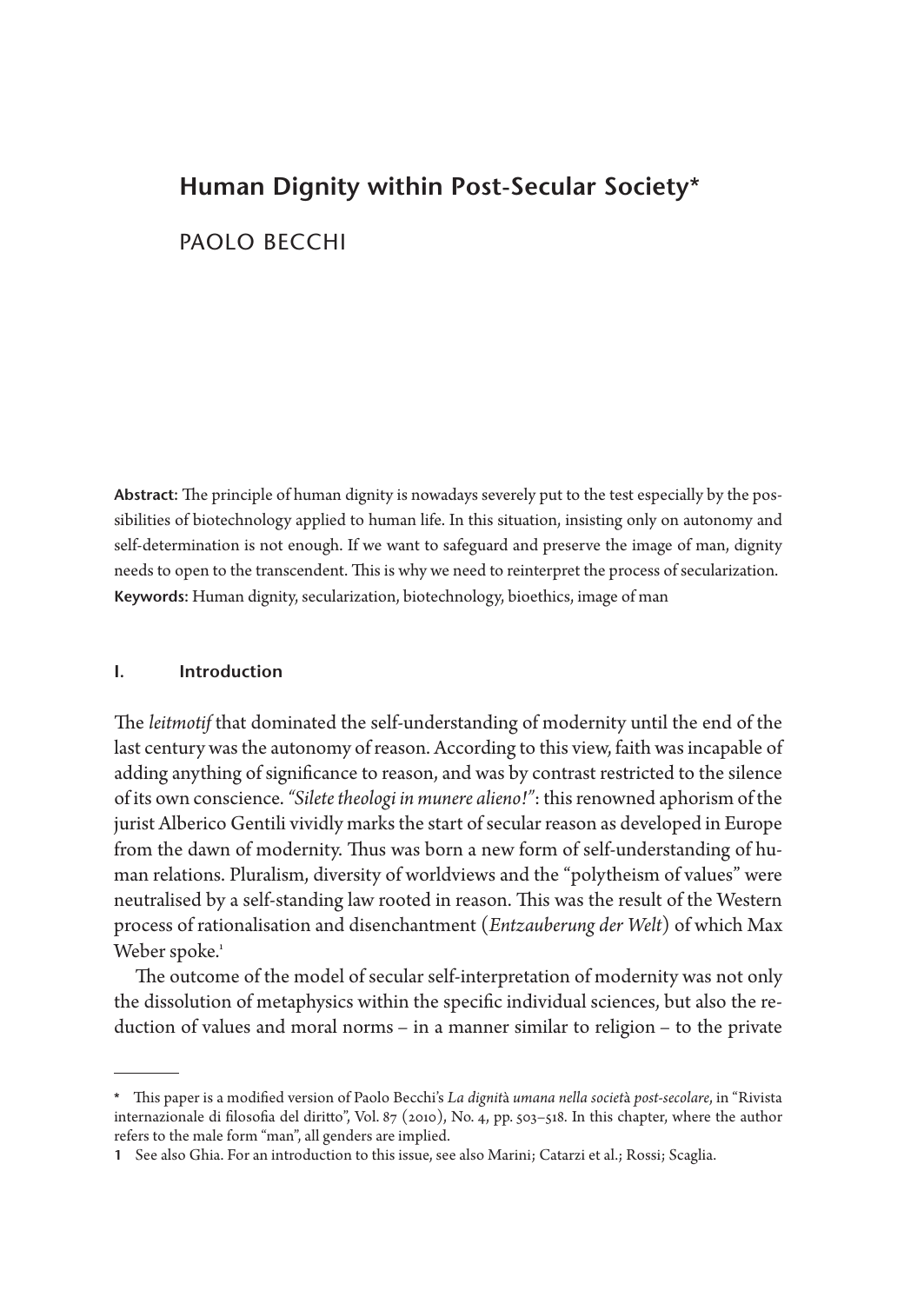# Human Dignity within Post-Secular Society*

PAOLO BECCHI

**Abstract:** The principle of human dignity is nowadays severely put to the test especially by the possibilities of biotechnology applied to human life. In this situation, insisting only on autonomy and self-determination is not enough. If we want to safeguard and preserve the image of man, dignity needs to open to the transcendent. This is why we need to reinterpret the process of secularization.
**Keywords:** Human dignity, secularization, biotechnology, bioethics, image of man

## I. Introduction

The *leitmotif* that dominated the self-understanding of modernity until the end of the last century was the autonomy of reason. According to this view, faith was incapable of adding anything of significance to reason, and was by contrast restricted to the silence of its own conscience. *"Silete theologi in munere alieno!"*: this renowned aphorism of the jurist Alberico Gentili vividly marks the start of secular reason as developed in Europe from the dawn of modernity. Thus was born a new form of self-understanding of human relations. Pluralism, diversity of worldviews and the "polytheism of values" were neutralised by a self-standing law rooted in reason. This was the result of the Western process of rationalisation and disenchantment (*Entzauberung der Welt*) of which Max Weber spoke.[1]

The outcome of the model of secular self-interpretation of modernity was not only the dissolution of metaphysics within the specific individual sciences, but also the reduction of values and moral norms – in a manner similar to religion – to the private

---

\* This paper is a modified version of Paolo Becchi's *La dignità umana nella società post-secolare*, in "Rivista internazionale di filosofia del diritto", Vol. 87 (2010), No. 4, pp. 503–518. In this chapter, where the author refers to the male form "man", all genders are implied.

1 See also Ghia. For an introduction to this issue, see also Marini; Catarzi et al.; Rossi; Scaglia.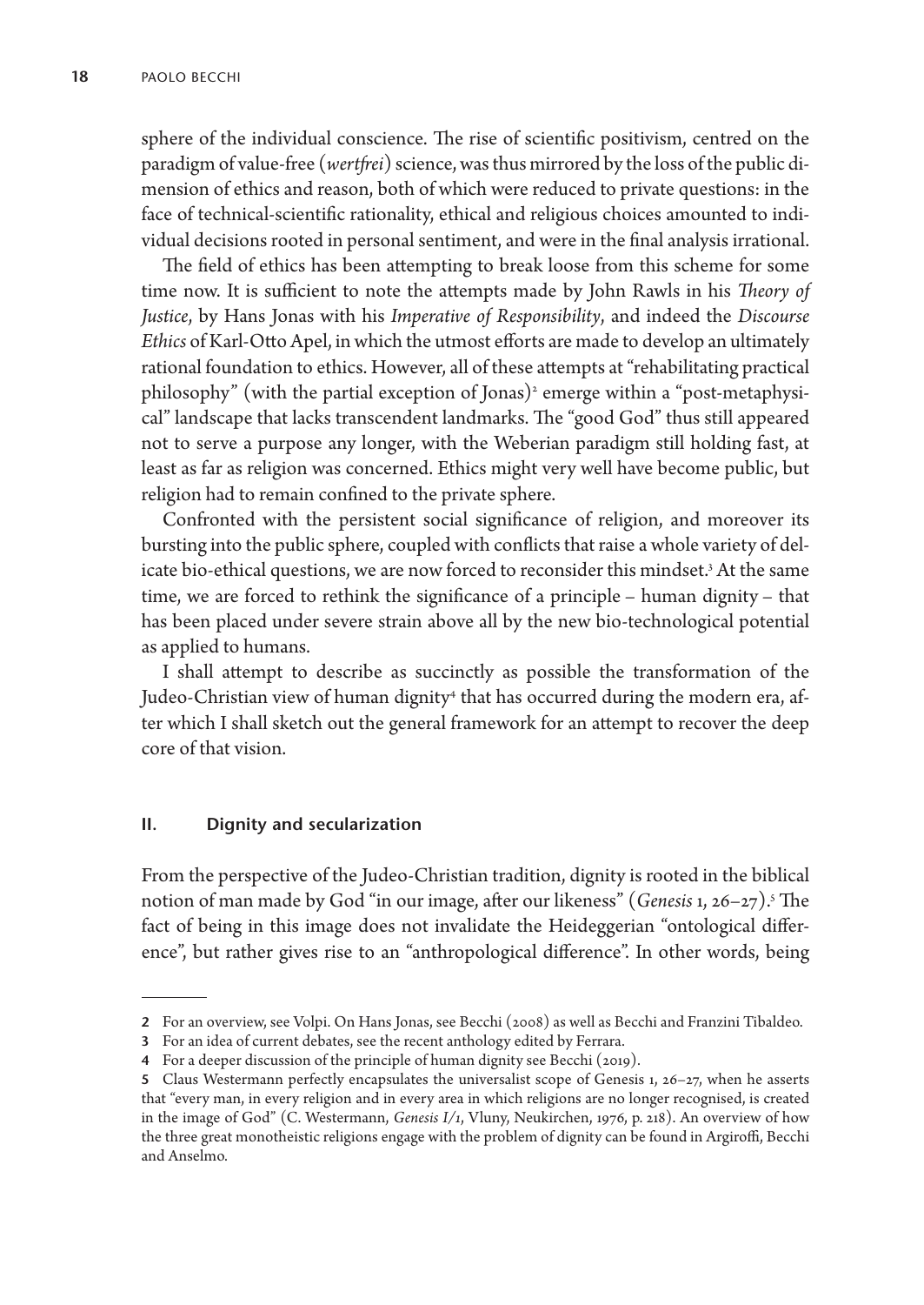sphere of the individual conscience. The rise of scientific positivism, centred on the paradigm of value-free (*wertfrei*) science, was thus mirrored by the loss of the public dimension of ethics and reason, both of which were reduced to private questions: in the face of technical-scientific rationality, ethical and religious choices amounted to individual decisions rooted in personal sentiment, and were in the final analysis irrational.

The field of ethics has been attempting to break loose from this scheme for some time now. It is sufficient to note the attempts made by John Rawls in his *Theory of Justice*, by Hans Jonas with his *Imperative of Responsibility*, and indeed the *Discourse Ethics* of Karl-Otto Apel, in which the utmost efforts are made to develop an ultimately rational foundation to ethics. However, all of these attempts at "rehabilitating practical philosophy" (with the partial exception of Jonas)[2] emerge within a "post-metaphysical" landscape that lacks transcendent landmarks. The "good God" thus still appeared not to serve a purpose any longer, with the Weberian paradigm still holding fast, at least as far as religion was concerned. Ethics might very well have become public, but religion had to remain confined to the private sphere.

Confronted with the persistent social significance of religion, and moreover its bursting into the public sphere, coupled with conflicts that raise a whole variety of delicate bio-ethical questions, we are now forced to reconsider this mindset.[3] At the same time, we are forced to rethink the significance of a principle – human dignity – that has been placed under severe strain above all by the new bio-technological potential as applied to humans.

I shall attempt to describe as succinctly as possible the transformation of the Judeo-Christian view of human dignity[4] that has occurred during the modern era, after which I shall sketch out the general framework for an attempt to recover the deep core of that vision.

## II. Dignity and secularization

From the perspective of the Judeo-Christian tradition, dignity is rooted in the biblical notion of man made by God "in our image, after our likeness" (*Genesis* 1, 26–27).[5] The fact of being in this image does not invalidate the Heideggerian "ontological difference", but rather gives rise to an "anthropological difference". In other words, being

---

2 For an overview, see Volpi. On Hans Jonas, see Becchi (2008) as well as Becchi and Franzini Tibaldeo.

3 For an idea of current debates, see the recent anthology edited by Ferrara.

4 For a deeper discussion of the principle of human dignity see Becchi (2019).

5 Claus Westermann perfectly encapsulates the universalist scope of Genesis 1, 26–27, when he asserts that "every man, in every religion and in every area in which religions are no longer recognised, is created in the image of God" (C. Westermann, *Genesis I/1*, Vluny, Neukirchen, 1976, p. 218). An overview of how the three great monotheistic religions engage with the problem of dignity can be found in Argiroffi, Becchi and Anselmo.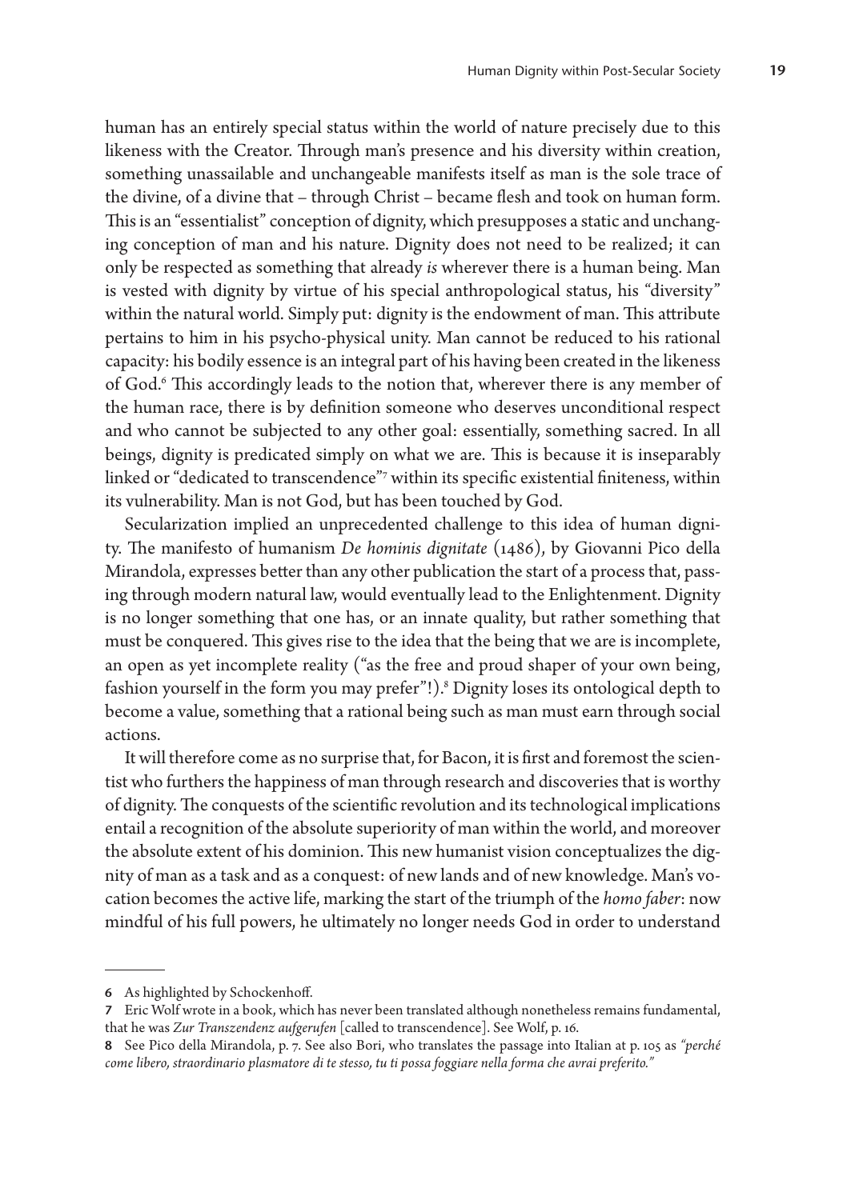human has an entirely special status within the world of nature precisely due to this likeness with the Creator. Through man's presence and his diversity within creation, something unassailable and unchangeable manifests itself as man is the sole trace of the divine, of a divine that – through Christ – became flesh and took on human form. This is an "essentialist" conception of dignity, which presupposes a static and unchanging conception of man and his nature. Dignity does not need to be realized; it can only be respected as something that already *is* wherever there is a human being. Man is vested with dignity by virtue of his special anthropological status, his "diversity" within the natural world. Simply put: dignity is the endowment of man. This attribute pertains to him in his psycho-physical unity. Man cannot be reduced to his rational capacity: his bodily essence is an integral part of his having been created in the likeness of God.[6] This accordingly leads to the notion that, wherever there is any member of the human race, there is by definition someone who deserves unconditional respect and who cannot be subjected to any other goal: essentially, something sacred. In all beings, dignity is predicated simply on what we are. This is because it is inseparably linked or "dedicated to transcendence"[7] within its specific existential finiteness, within its vulnerability. Man is not God, but has been touched by God.

Secularization implied an unprecedented challenge to this idea of human dignity. The manifesto of humanism *De hominis dignitate* (1486), by Giovanni Pico della Mirandola, expresses better than any other publication the start of a process that, passing through modern natural law, would eventually lead to the Enlightenment. Dignity is no longer something that one has, or an innate quality, but rather something that must be conquered. This gives rise to the idea that the being that we are is incomplete, an open as yet incomplete reality ("as the free and proud shaper of your own being, fashion yourself in the form you may prefer"!).[8] Dignity loses its ontological depth to become a value, something that a rational being such as man must earn through social actions.

It will therefore come as no surprise that, for Bacon, it is first and foremost the scientist who furthers the happiness of man through research and discoveries that is worthy of dignity. The conquests of the scientific revolution and its technological implications entail a recognition of the absolute superiority of man within the world, and moreover the absolute extent of his dominion. This new humanist vision conceptualizes the dignity of man as a task and as a conquest: of new lands and of new knowledge. Man's vocation becomes the active life, marking the start of the triumph of the *homo faber*: now mindful of his full powers, he ultimately no longer needs God in order to understand

---

**6** As highlighted by Schockenhoff.

**7** Eric Wolf wrote in a book, which has never been translated although nonetheless remains fundamental, that he was *Zur Transzendenz aufgerufen* [called to transcendence]. See Wolf, p. 16.

**8** See Pico della Mirandola, p. 7. See also Bori, who translates the passage into Italian at p. 105 as *"perché come libero, straordinario plasmatore di te stesso, tu ti possa foggiare nella forma che avrai preferito."*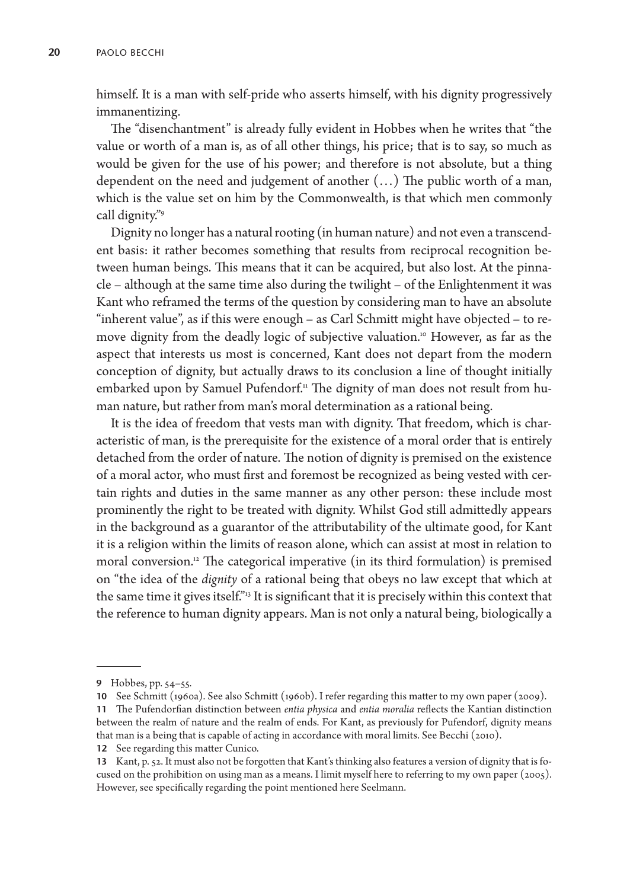himself. It is a man with self-pride who asserts himself, with his dignity progressively immanentizing.

The "disenchantment" is already fully evident in Hobbes when he writes that "the value or worth of a man is, as of all other things, his price; that is to say, so much as would be given for the use of his power; and therefore is not absolute, but a thing dependent on the need and judgement of another (…) The public worth of a man, which is the value set on him by the Commonwealth, is that which men commonly call dignity."[9]

Dignity no longer has a natural rooting (in human nature) and not even a transcendent basis: it rather becomes something that results from reciprocal recognition between human beings. This means that it can be acquired, but also lost. At the pinnacle – although at the same time also during the twilight – of the Enlightenment it was Kant who reframed the terms of the question by considering man to have an absolute "inherent value", as if this were enough – as Carl Schmitt might have objected – to remove dignity from the deadly logic of subjective valuation.[10] However, as far as the aspect that interests us most is concerned, Kant does not depart from the modern conception of dignity, but actually draws to its conclusion a line of thought initially embarked upon by Samuel Pufendorf.[11] The dignity of man does not result from human nature, but rather from man's moral determination as a rational being.

It is the idea of freedom that vests man with dignity. That freedom, which is characteristic of man, is the prerequisite for the existence of a moral order that is entirely detached from the order of nature. The notion of dignity is premised on the existence of a moral actor, who must first and foremost be recognized as being vested with certain rights and duties in the same manner as any other person: these include most prominently the right to be treated with dignity. Whilst God still admittedly appears in the background as a guarantor of the attributability of the ultimate good, for Kant it is a religion within the limits of reason alone, which can assist at most in relation to moral conversion.[12] The categorical imperative (in its third formulation) is premised on "the idea of the *dignity* of a rational being that obeys no law except that which at the same time it gives itself."[13] It is significant that it is precisely within this context that the reference to human dignity appears. Man is not only a natural being, biologically a

---

**9** Hobbes, pp. 54–55.

**10** See Schmitt (1960a). See also Schmitt (1960b). I refer regarding this matter to my own paper (2009).

**11** The Pufendorfian distinction between *entia physica* and *entia moralia* reflects the Kantian distinction between the realm of nature and the realm of ends. For Kant, as previously for Pufendorf, dignity means that man is a being that is capable of acting in accordance with moral limits. See Becchi (2010).

**12** See regarding this matter Cunico.

**13** Kant, p. 52. It must also not be forgotten that Kant's thinking also features a version of dignity that is focused on the prohibition on using man as a means. I limit myself here to referring to my own paper (2005). However, see specifically regarding the point mentioned here Seelmann.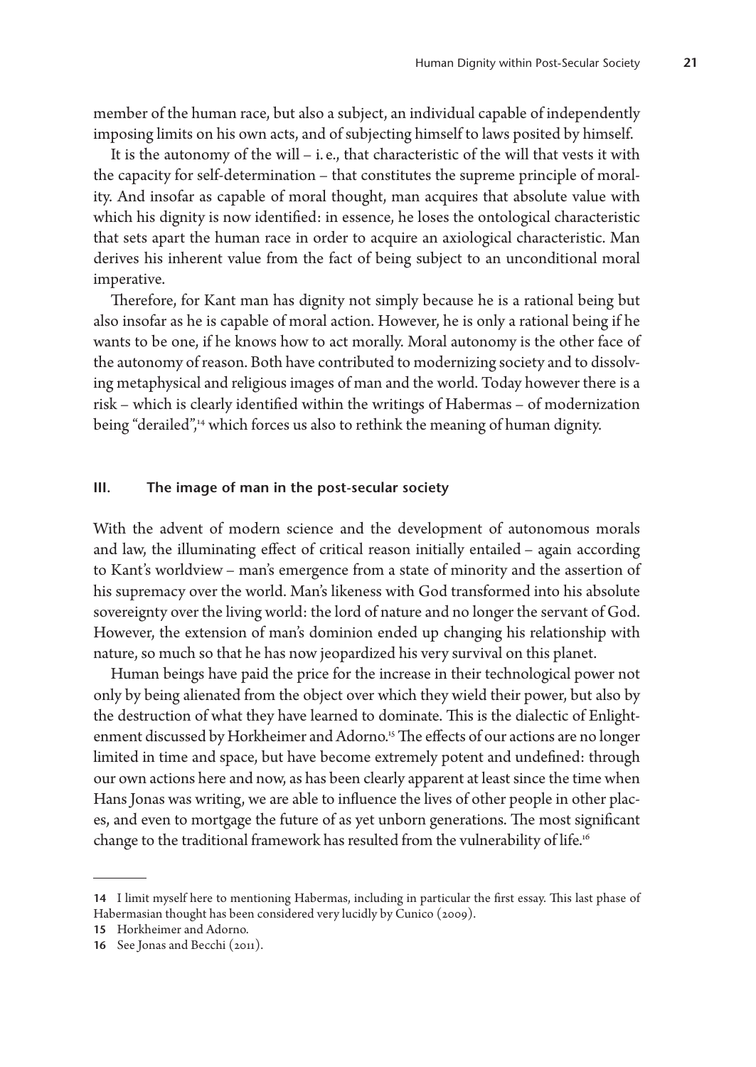member of the human race, but also a subject, an individual capable of independently imposing limits on his own acts, and of subjecting himself to laws posited by himself.

It is the autonomy of the will – i. e., that characteristic of the will that vests it with the capacity for self-determination – that constitutes the supreme principle of morality. And insofar as capable of moral thought, man acquires that absolute value with which his dignity is now identified: in essence, he loses the ontological characteristic that sets apart the human race in order to acquire an axiological characteristic. Man derives his inherent value from the fact of being subject to an unconditional moral imperative.

Therefore, for Kant man has dignity not simply because he is a rational being but also insofar as he is capable of moral action. However, he is only a rational being if he wants to be one, if he knows how to act morally. Moral autonomy is the other face of the autonomy of reason. Both have contributed to modernizing society and to dissolving metaphysical and religious images of man and the world. Today however there is a risk – which is clearly identified within the writings of Habermas – of modernization being "derailed",[14] which forces us also to rethink the meaning of human dignity.

## III. The image of man in the post-secular society

With the advent of modern science and the development of autonomous morals and law, the illuminating effect of critical reason initially entailed – again according to Kant's worldview – man's emergence from a state of minority and the assertion of his supremacy over the world. Man's likeness with God transformed into his absolute sovereignty over the living world: the lord of nature and no longer the servant of God. However, the extension of man's dominion ended up changing his relationship with nature, so much so that he has now jeopardized his very survival on this planet.

Human beings have paid the price for the increase in their technological power not only by being alienated from the object over which they wield their power, but also by the destruction of what they have learned to dominate. This is the dialectic of Enlightenment discussed by Horkheimer and Adorno.[15] The effects of our actions are no longer limited in time and space, but have become extremely potent and undefined: through our own actions here and now, as has been clearly apparent at least since the time when Hans Jonas was writing, we are able to influence the lives of other people in other places, and even to mortgage the future of as yet unborn generations. The most significant change to the traditional framework has resulted from the vulnerability of life.[16]

---

14 I limit myself here to mentioning Habermas, including in particular the first essay. This last phase of Habermasian thought has been considered very lucidly by Cunico (2009).

15 Horkheimer and Adorno.

16 See Jonas and Becchi (2011).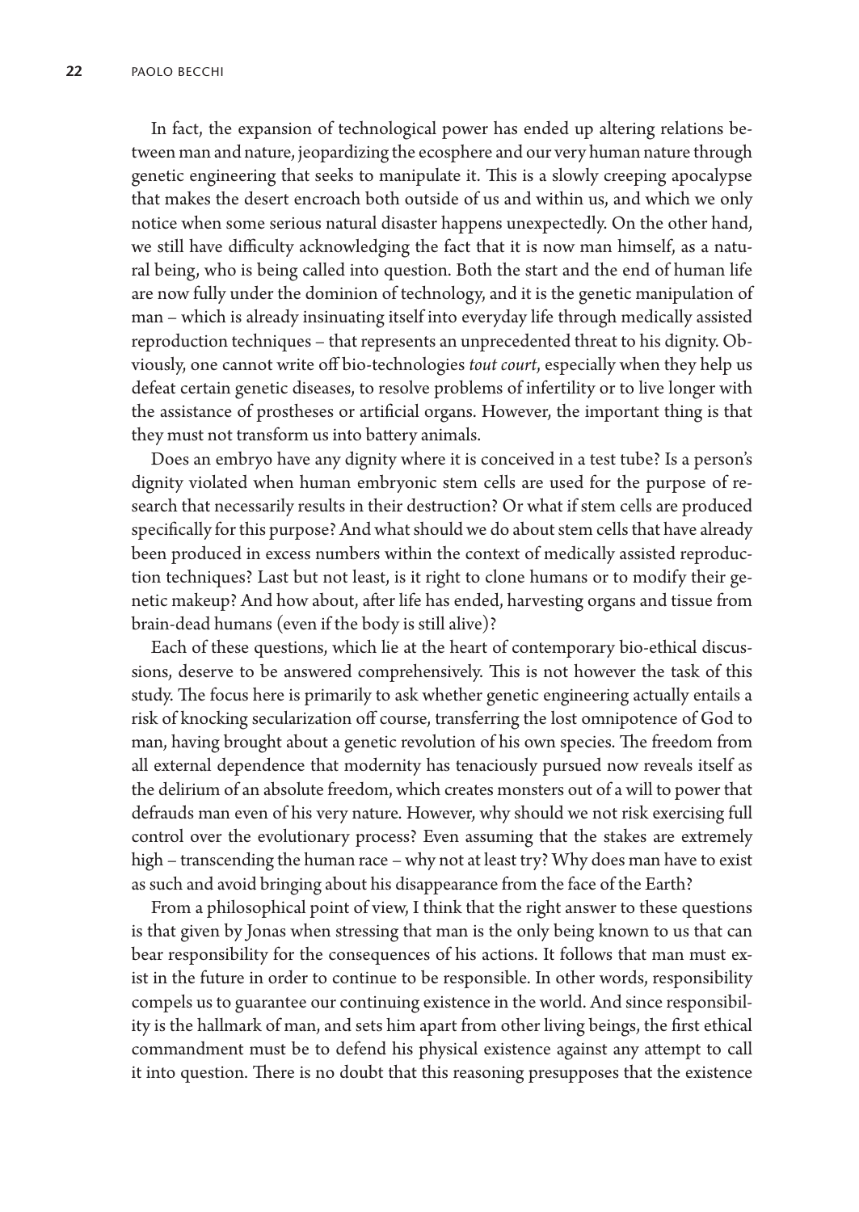In fact, the expansion of technological power has ended up altering relations between man and nature, jeopardizing the ecosphere and our very human nature through genetic engineering that seeks to manipulate it. This is a slowly creeping apocalypse that makes the desert encroach both outside of us and within us, and which we only notice when some serious natural disaster happens unexpectedly. On the other hand, we still have difficulty acknowledging the fact that it is now man himself, as a natural being, who is being called into question. Both the start and the end of human life are now fully under the dominion of technology, and it is the genetic manipulation of man – which is already insinuating itself into everyday life through medically assisted reproduction techniques – that represents an unprecedented threat to his dignity. Obviously, one cannot write off bio-technologies *tout court*, especially when they help us defeat certain genetic diseases, to resolve problems of infertility or to live longer with the assistance of prostheses or artificial organs. However, the important thing is that they must not transform us into battery animals.

Does an embryo have any dignity where it is conceived in a test tube? Is a person's dignity violated when human embryonic stem cells are used for the purpose of research that necessarily results in their destruction? Or what if stem cells are produced specifically for this purpose? And what should we do about stem cells that have already been produced in excess numbers within the context of medically assisted reproduction techniques? Last but not least, is it right to clone humans or to modify their genetic makeup? And how about, after life has ended, harvesting organs and tissue from brain-dead humans (even if the body is still alive)?

Each of these questions, which lie at the heart of contemporary bio-ethical discussions, deserve to be answered comprehensively. This is not however the task of this study. The focus here is primarily to ask whether genetic engineering actually entails a risk of knocking secularization off course, transferring the lost omnipotence of God to man, having brought about a genetic revolution of his own species. The freedom from all external dependence that modernity has tenaciously pursued now reveals itself as the delirium of an absolute freedom, which creates monsters out of a will to power that defrauds man even of his very nature. However, why should we not risk exercising full control over the evolutionary process? Even assuming that the stakes are extremely high – transcending the human race – why not at least try? Why does man have to exist as such and avoid bringing about his disappearance from the face of the Earth?

From a philosophical point of view, I think that the right answer to these questions is that given by Jonas when stressing that man is the only being known to us that can bear responsibility for the consequences of his actions. It follows that man must exist in the future in order to continue to be responsible. In other words, responsibility compels us to guarantee our continuing existence in the world. And since responsibility is the hallmark of man, and sets him apart from other living beings, the first ethical commandment must be to defend his physical existence against any attempt to call it into question. There is no doubt that this reasoning presupposes that the existence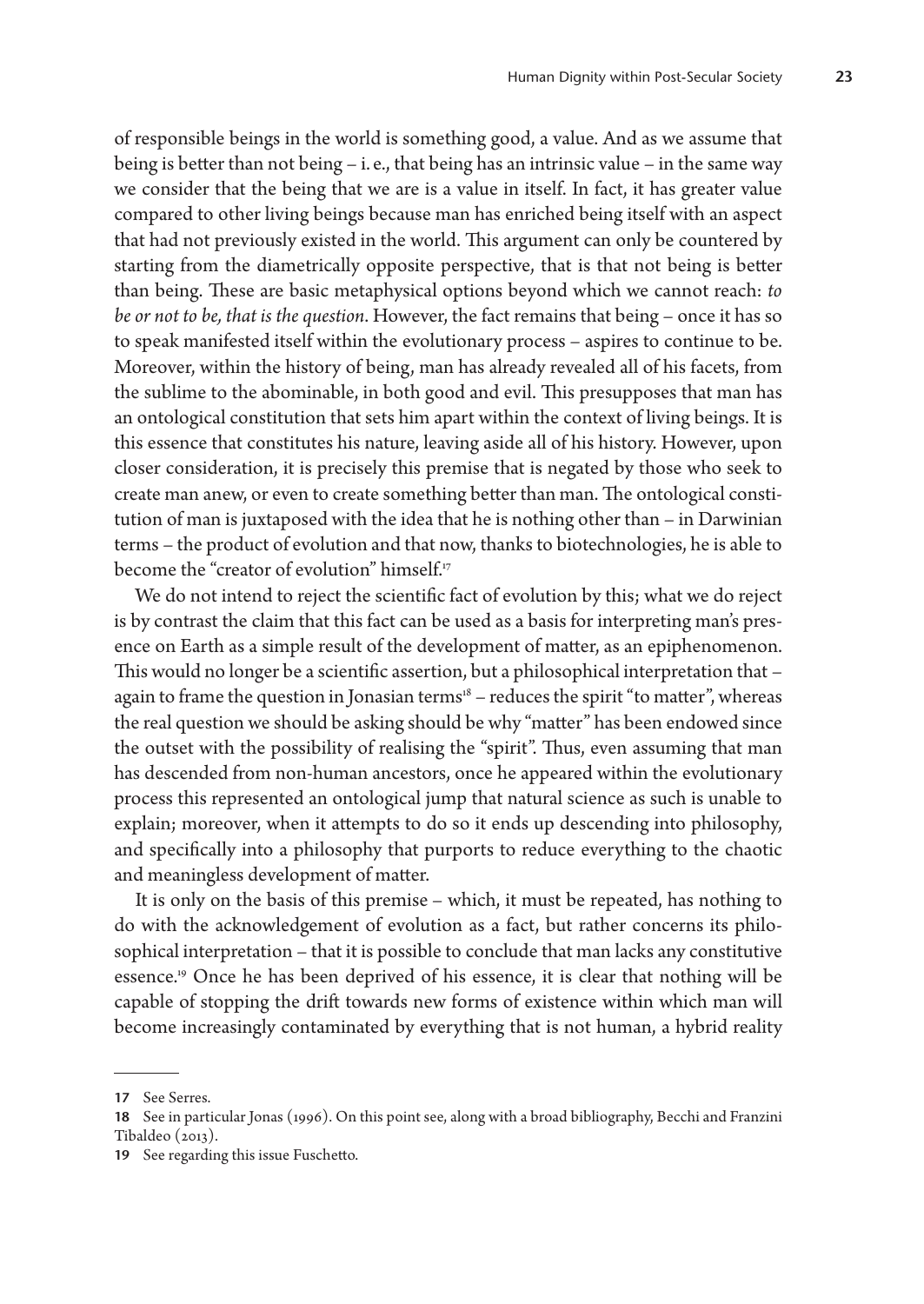of responsible beings in the world is something good, a value. And as we assume that being is better than not being – i. e., that being has an intrinsic value – in the same way we consider that the being that we are is a value in itself. In fact, it has greater value compared to other living beings because man has enriched being itself with an aspect that had not previously existed in the world. This argument can only be countered by starting from the diametrically opposite perspective, that is that not being is better than being. These are basic metaphysical options beyond which we cannot reach: *to be or not to be, that is the question*. However, the fact remains that being – once it has so to speak manifested itself within the evolutionary process – aspires to continue to be. Moreover, within the history of being, man has already revealed all of his facets, from the sublime to the abominable, in both good and evil. This presupposes that man has an ontological constitution that sets him apart within the context of living beings. It is this essence that constitutes his nature, leaving aside all of his history. However, upon closer consideration, it is precisely this premise that is negated by those who seek to create man anew, or even to create something better than man. The ontological constitution of man is juxtaposed with the idea that he is nothing other than – in Darwinian terms – the product of evolution and that now, thanks to biotechnologies, he is able to become the "creator of evolution" himself.[17]

We do not intend to reject the scientific fact of evolution by this; what we do reject is by contrast the claim that this fact can be used as a basis for interpreting man's presence on Earth as a simple result of the development of matter, as an epiphenomenon. This would no longer be a scientific assertion, but a philosophical interpretation that – again to frame the question in Jonasian terms[18] – reduces the spirit "to matter", whereas the real question we should be asking should be why "matter" has been endowed since the outset with the possibility of realising the "spirit". Thus, even assuming that man has descended from non-human ancestors, once he appeared within the evolutionary process this represented an ontological jump that natural science as such is unable to explain; moreover, when it attempts to do so it ends up descending into philosophy, and specifically into a philosophy that purports to reduce everything to the chaotic and meaningless development of matter.

It is only on the basis of this premise – which, it must be repeated, has nothing to do with the acknowledgement of evolution as a fact, but rather concerns its philosophical interpretation – that it is possible to conclude that man lacks any constitutive essence.[19] Once he has been deprived of his essence, it is clear that nothing will be capable of stopping the drift towards new forms of existence within which man will become increasingly contaminated by everything that is not human, a hybrid reality

---

17 See Serres.

18 See in particular Jonas (1996). On this point see, along with a broad bibliography, Becchi and Franzini Tibaldeo (2013).

19 See regarding this issue Fuschetto.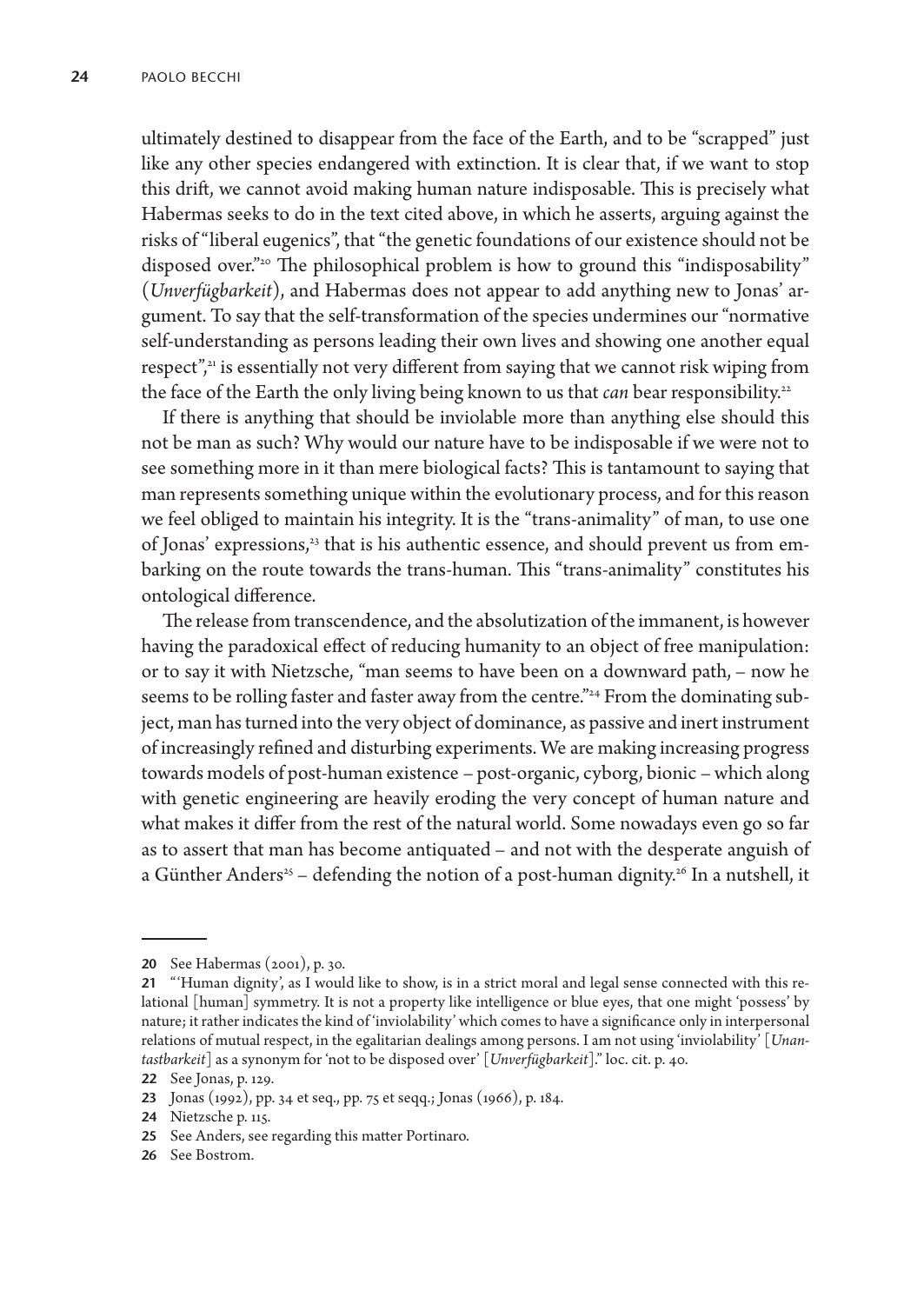ultimately destined to disappear from the face of the Earth, and to be "scrapped" just like any other species endangered with extinction. It is clear that, if we want to stop this drift, we cannot avoid making human nature indisposable. This is precisely what Habermas seeks to do in the text cited above, in which he asserts, arguing against the risks of "liberal eugenics", that "the genetic foundations of our existence should not be disposed over."[20] The philosophical problem is how to ground this "indisposability" (*Unverfügbarkeit*), and Habermas does not appear to add anything new to Jonas' argument. To say that the self-transformation of the species undermines our "normative self-understanding as persons leading their own lives and showing one another equal respect",[21] is essentially not very different from saying that we cannot risk wiping from the face of the Earth the only living being known to us that *can* bear responsibility.[22]

If there is anything that should be inviolable more than anything else should this not be man as such? Why would our nature have to be indisposable if we were not to see something more in it than mere biological facts? This is tantamount to saying that man represents something unique within the evolutionary process, and for this reason we feel obliged to maintain his integrity. It is the "trans-animality" of man, to use one of Jonas' expressions,[23] that is his authentic essence, and should prevent us from embarking on the route towards the trans-human. This "trans-animality" constitutes his ontological difference.

The release from transcendence, and the absolutization of the immanent, is however having the paradoxical effect of reducing humanity to an object of free manipulation: or to say it with Nietzsche, "man seems to have been on a downward path, – now he seems to be rolling faster and faster away from the centre."[24] From the dominating subject, man has turned into the very object of dominance, as passive and inert instrument of increasingly refined and disturbing experiments. We are making increasing progress towards models of post-human existence – post-organic, cyborg, bionic – which along with genetic engineering are heavily eroding the very concept of human nature and what makes it differ from the rest of the natural world. Some nowadays even go so far as to assert that man has become antiquated – and not with the desperate anguish of a Günther Anders[25] – defending the notion of a post-human dignity.[26] In a nutshell, it

---

20 See Habermas (2001), p. 30.

21 "'Human dignity', as I would like to show, is in a strict moral and legal sense connected with this relational [human] symmetry. It is not a property like intelligence or blue eyes, that one might 'possess' by nature; it rather indicates the kind of 'inviolability' which comes to have a significance only in interpersonal relations of mutual respect, in the egalitarian dealings among persons. I am not using 'inviolability' [*Unantastbarkeit*] as a synonym for 'not to be disposed over' [*Unverfügbarkeit*]." loc. cit. p. 40.

22 See Jonas, p. 129.

23 Jonas (1992), pp. 34 et seq., pp. 75 et seqq.; Jonas (1966), p. 184.

24 Nietzsche p. 115.

25 See Anders, see regarding this matter Portinaro.

26 See Bostrom.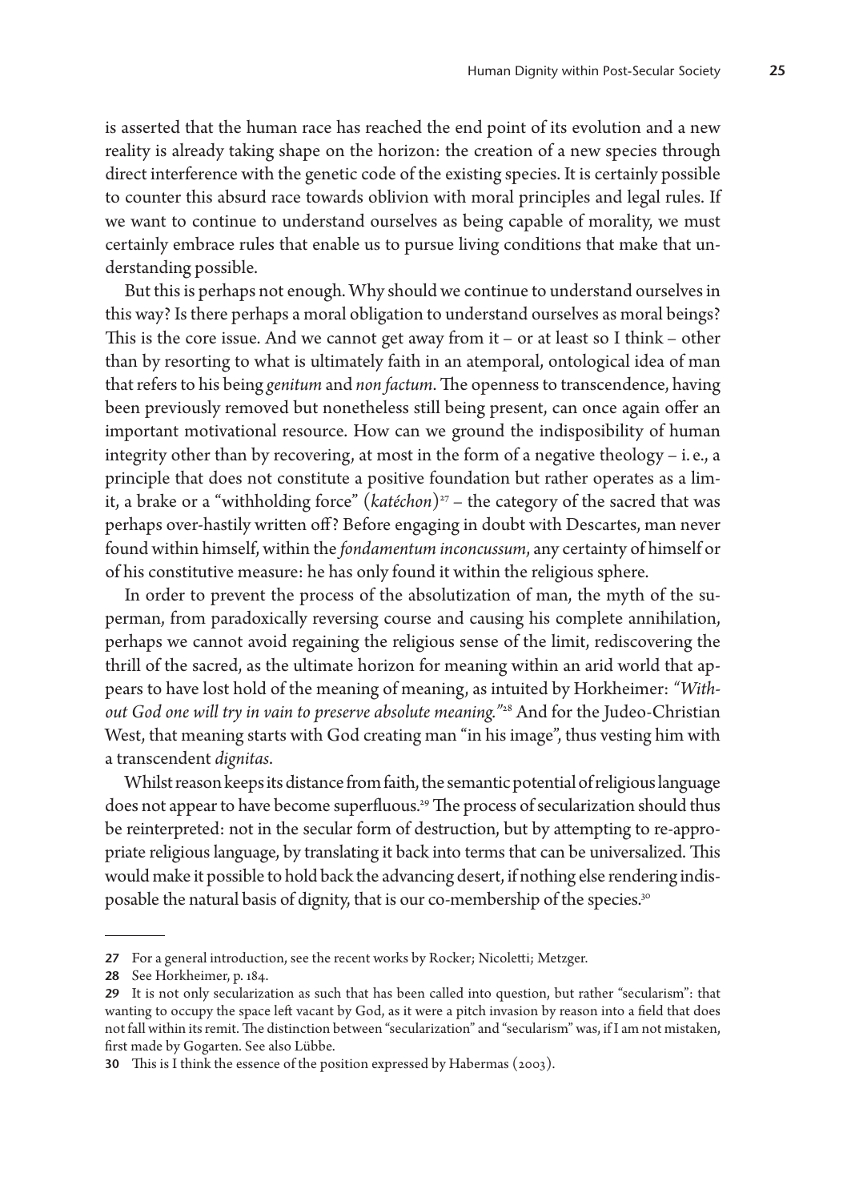is asserted that the human race has reached the end point of its evolution and a new reality is already taking shape on the horizon: the creation of a new species through direct interference with the genetic code of the existing species. It is certainly possible to counter this absurd race towards oblivion with moral principles and legal rules. If we want to continue to understand ourselves as being capable of morality, we must certainly embrace rules that enable us to pursue living conditions that make that understanding possible.

But this is perhaps not enough. Why should we continue to understand ourselves in this way? Is there perhaps a moral obligation to understand ourselves as moral beings? This is the core issue. And we cannot get away from it – or at least so I think – other than by resorting to what is ultimately faith in an atemporal, ontological idea of man that refers to his being *genitum* and *non factum*. The openness to transcendence, having been previously removed but nonetheless still being present, can once again offer an important motivational resource. How can we ground the indisposibility of human integrity other than by recovering, at most in the form of a negative theology – i. e., a principle that does not constitute a positive foundation but rather operates as a limit, a brake or a "withholding force" (*katéchon*)[27] – the category of the sacred that was perhaps over-hastily written off? Before engaging in doubt with Descartes, man never found within himself, within the *fondamentum inconcussum*, any certainty of himself or of his constitutive measure: he has only found it within the religious sphere.

In order to prevent the process of the absolutization of man, the myth of the superman, from paradoxically reversing course and causing his complete annihilation, perhaps we cannot avoid regaining the religious sense of the limit, rediscovering the thrill of the sacred, as the ultimate horizon for meaning within an arid world that appears to have lost hold of the meaning of meaning, as intuited by Horkheimer: *"Without God one will try in vain to preserve absolute meaning."*[28] And for the Judeo-Christian West, that meaning starts with God creating man "in his image", thus vesting him with a transcendent *dignitas*.

Whilst reason keeps its distance from faith, the semantic potential of religious language does not appear to have become superfluous.[29] The process of secularization should thus be reinterpreted: not in the secular form of destruction, but by attempting to re-appropriate religious language, by translating it back into terms that can be universalized. This would make it possible to hold back the advancing desert, if nothing else rendering indisposable the natural basis of dignity, that is our co-membership of the species.[30]

---

**27** For a general introduction, see the recent works by Rocker; Nicoletti; Metzger.

**28** See Horkheimer, p. 184.

**29** It is not only secularization as such that has been called into question, but rather "secularism": that wanting to occupy the space left vacant by God, as it were a pitch invasion by reason into a field that does not fall within its remit. The distinction between "secularization" and "secularism" was, if I am not mistaken, first made by Gogarten. See also Lübbe.

**30** This is I think the essence of the position expressed by Habermas (2003).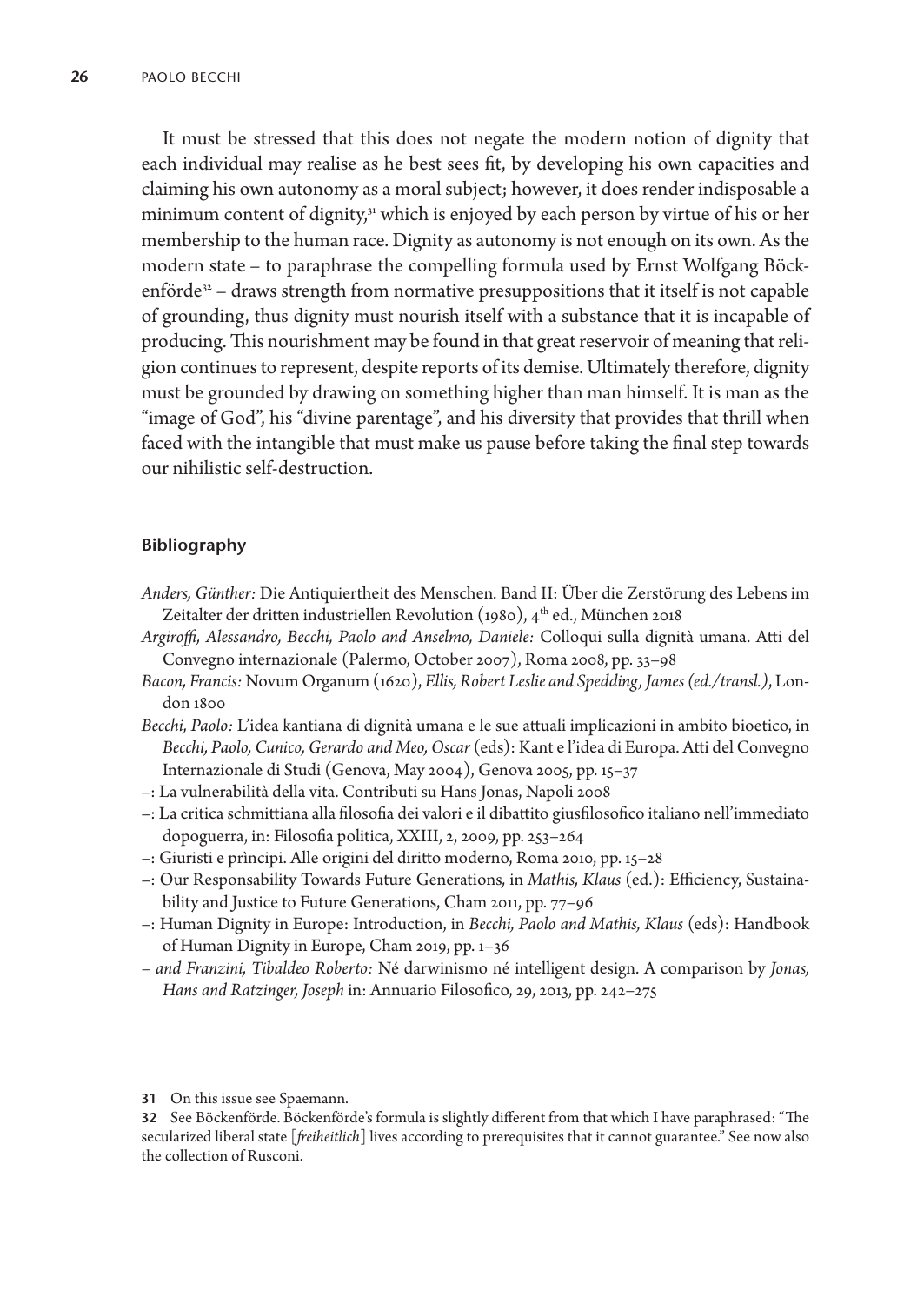It must be stressed that this does not negate the modern notion of dignity that each individual may realise as he best sees fit, by developing his own capacities and claiming his own autonomy as a moral subject; however, it does render indisposable a minimum content of dignity,[31] which is enjoyed by each person by virtue of his or her membership to the human race. Dignity as autonomy is not enough on its own. As the modern state – to paraphrase the compelling formula used by Ernst Wolfgang Böckenförde[32] – draws strength from normative presuppositions that it itself is not capable of grounding, thus dignity must nourish itself with a substance that it is incapable of producing. This nourishment may be found in that great reservoir of meaning that religion continues to represent, despite reports of its demise. Ultimately therefore, dignity must be grounded by drawing on something higher than man himself. It is man as the "image of God", his "divine parentage", and his diversity that provides that thrill when faced with the intangible that must make us pause before taking the final step towards our nihilistic self-destruction.

## Bibliography

*Anders, Günther:* Die Antiquiertheit des Menschen. Band II: Über die Zerstörung des Lebens im Zeitalter der dritten industriellen Revolution (1980), 4th ed., München 2018

*Argiroffi, Alessandro, Becchi, Paolo and Anselmo, Daniele:* Colloqui sulla dignità umana. Atti del Convegno internazionale (Palermo, October 2007), Roma 2008, pp. 33–98

*Bacon, Francis:* Novum Organum (1620), *Ellis, Robert Leslie and Spedding, James (ed./transl.)*, London 1800

*Becchi, Paolo:* L'idea kantiana di dignità umana e le sue attuali implicazioni in ambito bioetico, in *Becchi, Paolo, Cunico, Gerardo and Meo, Oscar* (eds): Kant e l'idea di Europa. Atti del Convegno Internazionale di Studi (Genova, May 2004), Genova 2005, pp. 15–37

–: La vulnerabilità della vita. Contributi su Hans Jonas, Napoli 2008

–: La critica schmittiana alla filosofia dei valori e il dibattito giusfilosofico italiano nell'immediato dopoguerra, in: Filosofia politica, XXIII, 2, 2009, pp. 253–264

–: Giuristi e prìncipi. Alle origini del diritto moderno, Roma 2010, pp. 15–28

–: Our Responsability Towards Future Generations, in *Mathis, Klaus* (ed.): Efficiency, Sustainability and Justice to Future Generations, Cham 2011, pp. 77–96

–: Human Dignity in Europe: Introduction, in *Becchi, Paolo and Mathis, Klaus* (eds): Handbook of Human Dignity in Europe, Cham 2019, pp. 1–36

– *and Franzini, Tibaldeo Roberto:* Né darwinismo né intelligent design. A comparison by *Jonas, Hans and Ratzinger, Joseph* in: Annuario Filosofico, 29, 2013, pp. 242–275

---

31 On this issue see Spaemann.

32 See Böckenförde. Böckenförde's formula is slightly different from that which I have paraphrased: "The secularized liberal state [*freiheitlich*] lives according to prerequisites that it cannot guarantee." See now also the collection of Rusconi.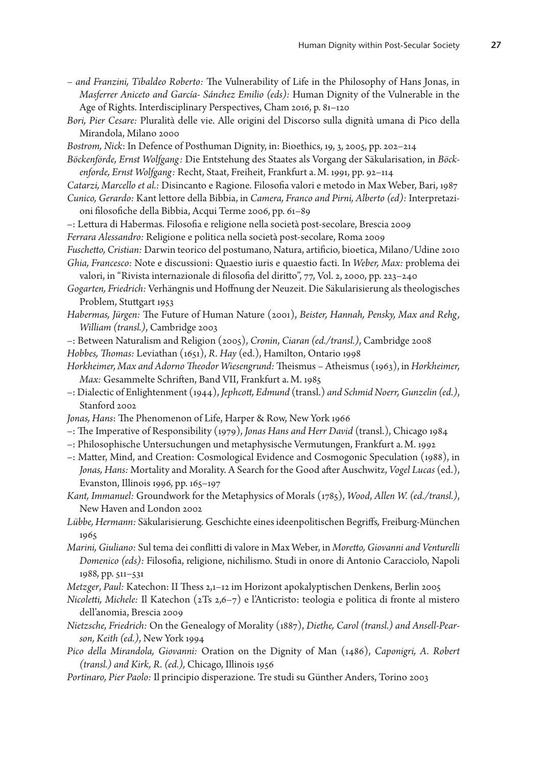– *and Franzini, Tibaldeo Roberto:* The Vulnerability of Life in the Philosophy of Hans Jonas, in *Masferrer Aniceto and García- Sánchez Emilio (eds):* Human Dignity of the Vulnerable in the Age of Rights. Interdisciplinary Perspectives, Cham 2016, p. 81–120

*Bori, Pier Cesare:* Pluralità delle vie. Alle origini del Discorso sulla dignità umana di Pico della Mirandola, Milano 2000

*Bostrom, Nick*: In Defence of Posthuman Dignity, in: Bioethics, 19, 3, 2005, pp. 202–214

*Böckenförde, Ernst Wolfgang:* Die Entstehung des Staates als Vorgang der Säkularisation, in *Böckenforde, Ernst Wolfgang:* Recht, Staat, Freiheit, Frankfurt a. M. 1991, pp. 92–114

*Catarzi, Marcello et al.:* Disincanto e Ragione. Filosofia valori e metodo in Max Weber, Bari, 1987

*Cunico, Gerardo:* Kant lettore della Bibbia, in *Camera, Franco and Pirni, Alberto (ed):* Interpretazioni filosofiche della Bibbia, Acqui Terme 2006, pp. 61–89

–: Lettura di Habermas. Filosofia e religione nella società post-secolare, Brescia 2009

*Ferrara Alessandro:* Religione e politica nella società post-secolare, Roma 2009

*Fuschetto, Cristian:* Darwin teorico del postumano, Natura, artificio, bioetica, Milano/Udine 2010

*Ghia, Francesco:* Note e discussioni: Quaestio iuris e quaestio facti. In *Weber, Max:* problema dei valori, in "Rivista internazionale di filosofia del diritto", 77, Vol. 2, 2000, pp. 223–240

*Gogarten, Friedrich:* Verhängnis und Hoffnung der Neuzeit. Die Säkularisierung als theologisches Problem, Stuttgart 1953

*Habermas, Jürgen:* The Future of Human Nature (2001), *Beister, Hannah, Pensky, Max and Rehg, William (transl.)*, Cambridge 2003

–: Between Naturalism and Religion (2005), *Cronin, Ciaran (ed./transl.)*, Cambridge 2008

*Hobbes, Thomas:* Leviathan (1651), *R. Hay* (ed.), Hamilton, Ontario 1998

*Horkheimer, Max and Adorno Theodor Wiesengrund:* Theismus – Atheismus (1963), in *Horkheimer, Max:* Gesammelte Schriften, Band VII, Frankfurt a. M. 1985

–: Dialectic of Enlightenment (1944), *Jephcott, Edmund* (transl.) *and Schmid Noerr, Gunzelin (ed.)*, Stanford 2002

*Jonas, Hans*: The Phenomenon of Life, Harper & Row, New York 1966

–: The Imperative of Responsibility (1979), *Jonas Hans and Herr David* (transl.), Chicago 1984

–: Philosophische Untersuchungen und metaphysische Vermutungen, Frankfurt a. M. 1992

–: Matter, Mind, and Creation: Cosmological Evidence and Cosmogonic Speculation (1988), in *Jonas, Hans:* Mortality and Morality. A Search for the Good after Auschwitz, *Vogel Lucas* (ed.), Evanston, Illinois 1996, pp. 165–197

*Kant, Immanuel:* Groundwork for the Metaphysics of Morals (1785), *Wood*, *Allen W. (ed./transl.)*, New Haven and London 2002

*Lübbe, Hermann:* Säkularisierung. Geschichte eines ideenpolitischen Begriffs*,* Freiburg-München 1965

*Marini, Giuliano:* Sul tema dei conflitti di valore in Max Weber, in *Moretto, Giovanni and Venturelli Domenico (eds):* Filosofia, religione, nichilismo. Studi in onore di Antonio Caracciolo, Napoli 1988, pp. 511–531

*Metzger*, *Paul:* Katechon: II Thess 2,1–12 im Horizont apokalyptischen Denkens, Berlin 2005

*Nicoletti, Michele:* Il Katechon (2Ts 2,6–7) e l'Anticristo: teologia e politica di fronte al mistero dell'anomia, Brescia 2009

*Nietzsche, Friedrich:* On the Genealogy of Morality (1887), *Diethe, Carol (transl.) and Ansell-Pearson, Keith (ed.)*, New York 1994

*Pico della Mirandola, Giovanni:* Oration on the Dignity of Man (1486), *Caponigri, A. Robert (transl.) and Kirk, R. (ed.),* Chicago, Illinois 1956

*Portinaro, Pier Paolo:* Il principio disperazione. Tre studi su Günther Anders, Torino 2003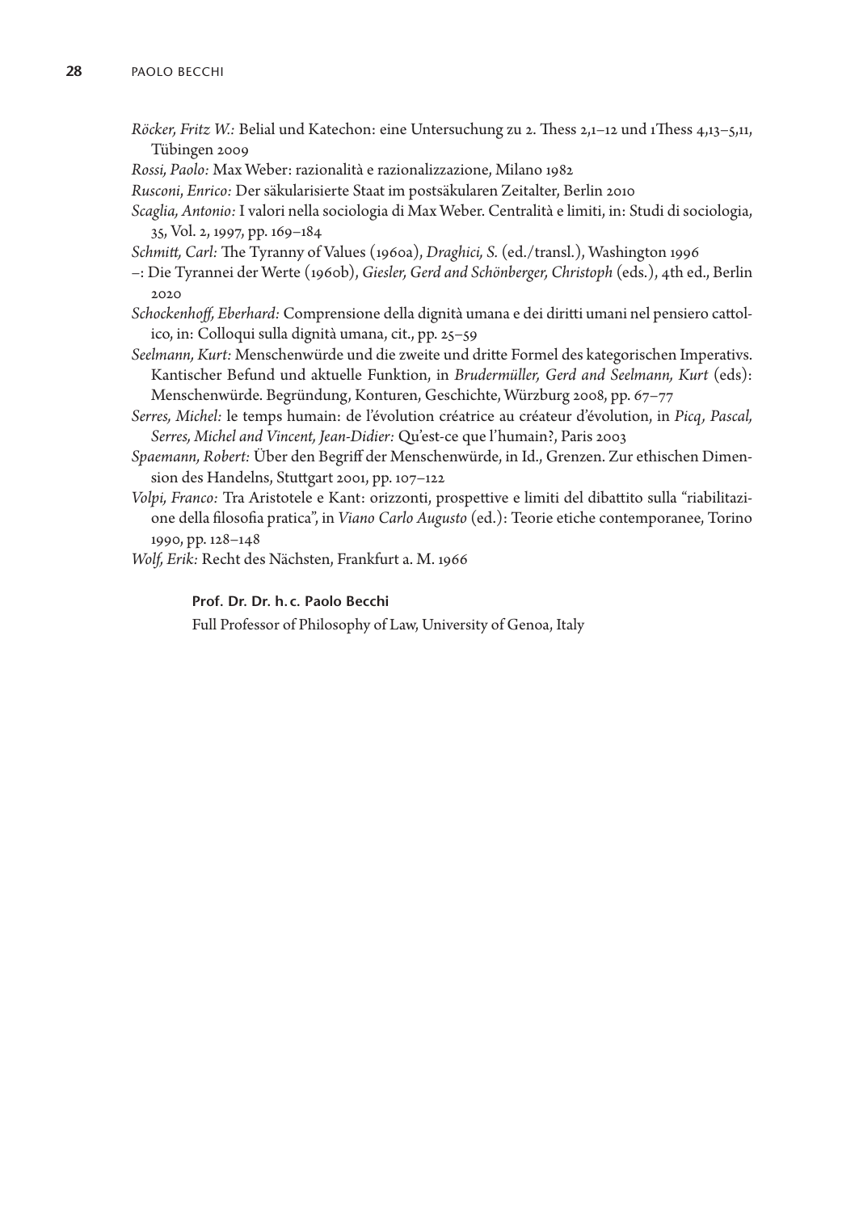*Röcker, Fritz W.:* Belial und Katechon: eine Untersuchung zu 2. Thess 2,1–12 und 1Thess 4,13–5,11, Tübingen 2009

*Rossi, Paolo:* Max Weber: razionalità e razionalizzazione, Milano 1982

*Rusconi, Enrico:* Der säkularisierte Staat im postsäkularen Zeitalter, Berlin 2010

*Scaglia, Antonio:* I valori nella sociologia di Max Weber. Centralità e limiti, in: Studi di sociologia, 35, Vol. 2, 1997, pp. 169–184

*Schmitt, Carl:* The Tyranny of Values (1960a), *Draghici, S.* (ed./transl.), Washington 1996

–: Die Tyrannei der Werte (1960b), *Giesler, Gerd and Schönberger, Christoph* (eds.), 4th ed., Berlin 2020

*Schockenhoff, Eberhard:* Comprensione della dignità umana e dei diritti umani nel pensiero cattolico, in: Colloqui sulla dignità umana, cit., pp. 25–59

*Seelmann, Kurt:* Menschenwürde und die zweite und dritte Formel des kategorischen Imperativs. Kantischer Befund und aktuelle Funktion, in *Brudermüller, Gerd and Seelmann, Kurt* (eds): Menschenwürde. Begründung, Konturen, Geschichte, Würzburg 2008, pp. 67–77

*Serres, Michel:* le temps humain: de l'évolution créatrice au créateur d'évolution, in *Picq, Pascal, Serres, Michel and Vincent, Jean-Didier:* Qu'est-ce que l'humain?, Paris 2003

*Spaemann, Robert:* Über den Begriff der Menschenwürde, in Id., Grenzen. Zur ethischen Dimension des Handelns, Stuttgart 2001, pp. 107–122

*Volpi, Franco:* Tra Aristotele e Kant: orizzonti, prospettive e limiti del dibattito sulla "riabilitazione della filosofia pratica", in *Viano Carlo Augusto* (ed.): Teorie etiche contemporanee, Torino 1990, pp. 128–148

*Wolf, Erik:* Recht des Nächsten, Frankfurt a. M. 1966

**Prof. Dr. Dr. h. c. Paolo Becchi**
Full Professor of Philosophy of Law, University of Genoa, Italy